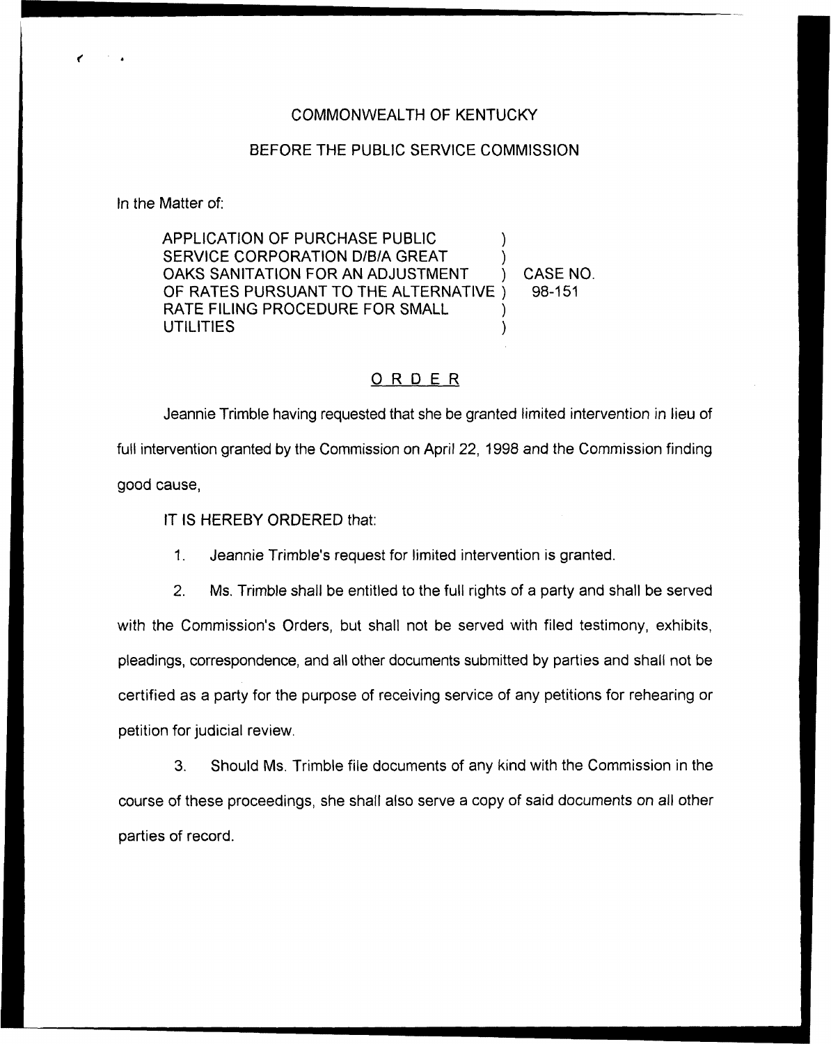COMMONWEALTH OF KENTUCKY

BEFORE THE PUBLIC SERVICE COMMISSION

In the Matter of:

APPLICATION OF PURCHASE PUBLIC SERVICE CORPORATION D/B/A GREAT OAKS SANITATION FOR AN ADJUSTMENT OF RATES PURSUANT TO THE ALTERNATIVE RATE FILING PROCEDURE FOR SMALL UTILITIES ) CASE NO. 98-151

## ORDER

Jeannie Trimble having requested that she be granted limited intervention in lieu of full intervention granted by the Commission on April 22, 1998 and the Commission finding good cause,

IT IS HEREBY ORDERED that:

1. Jeannie Trimble's request for limited intervention is granted.

2. Ms. Trimble shall be entitled to the full rights of a party and shall be served with the Commission's Orders, but shall not be served with filed testimony, exhibits, pleadings, correspondence, and all other documents submitted by parties and shall not be certified as a party for the purpose of receiving service of any petitions for rehearing or petition for judicial review.

3. Should Ms. Trimble file documents of any kind with the Commission in the course of these proceedings, she shall also serve a copy of said documents on all other parties of record.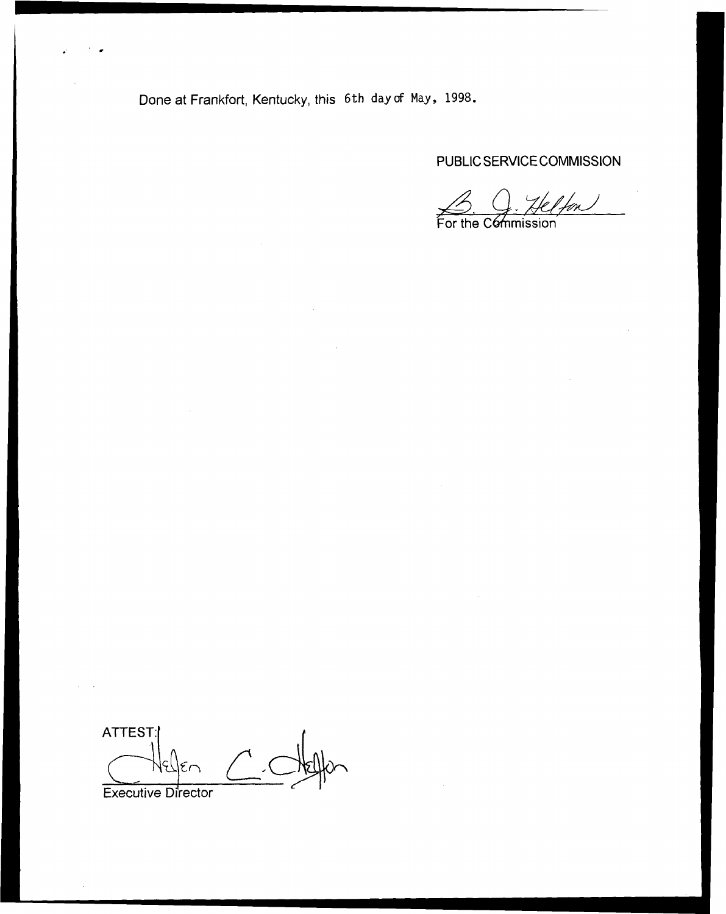Done at Frankfort, Kentucky, this 6th day of May, 1998.

PUBLIC SERVICE COMMISSION

B. J. Helton

For the Commission

ATTEST:

Helen C. Helton

Executive Director